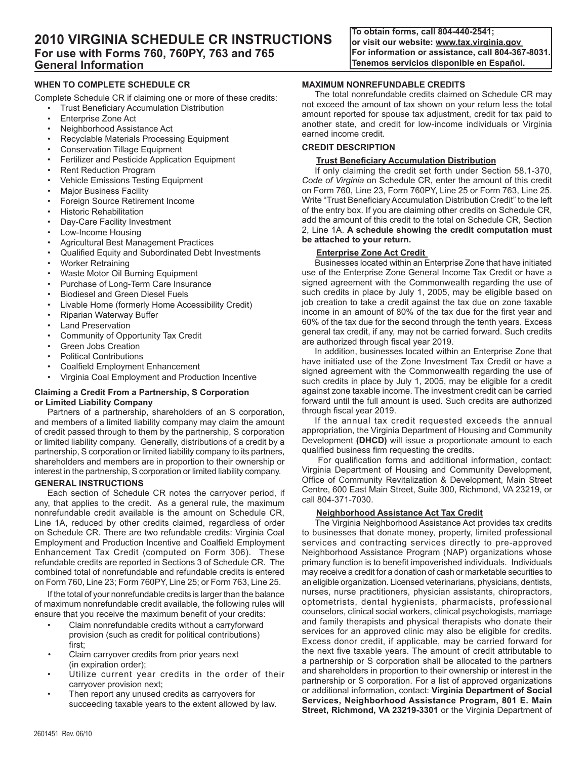# 2010 VIRGINIA SCHEDULE CR INSTRUCTIONS

## For use with Forms 760, 760PY, 763 and 765

## General Information

**To obtain forms, call 804-440-2541; or visit our website: www.tax.virginia.gov For information or assistance, call 804-367-8031. Tenemos servicios disponible en Español.**

### WHEN TO COMPLETE SCHEDULE CR

Complete Schedule CR if claiming one or more of these credits:

- Trust Beneficiary Accumulation Distribution
- Enterprise Zone Act
- Neighborhood Assistance Act
- Recyclable Materials Processing Equipment
- Conservation Tillage Equipment
- Fertilizer and Pesticide Application Equipment
- Rent Reduction Program
- Vehicle Emissions Testing Equipment
- Major Business Facility
- Foreign Source Retirement Income
- Historic Rehabilitation
- Day-Care Facility Investment
- Low-Income Housing
- Agricultural Best Management Practices
- Qualified Equity and Subordinated Debt Investments
- Worker Retraining
- Waste Motor Oil Burning Equipment
- Purchase of Long-Term Care Insurance
- Biodiesel and Green Diesel Fuels
- Livable Home (formerly Home Accessibility Credit)
- Riparian Waterway Buffer
- Land Preservation
- Community of Opportunity Tax Credit
- Green Jobs Creation
- Political Contributions
- Coalfield Employment Enhancement
- Virginia Coal Employment and Production Incentive

### Claiming a Credit From a Partnership, S Corporation or Limited Liability Company

Partners of a partnership, shareholders of an S corporation, and members of a limited liability company may claim the amount of credit passed through to them by the partnership, S corporation or limited liability company. Generally, distributions of a credit by a partnership, S corporation or limited liability company to its partners, shareholders and members are in proportion to their ownership or interest in the partnership, S corporation or limited liability company.

### GENERAL INSTRUCTIONS

Each section of Schedule CR notes the carryover period, if any, that applies to the credit. As a general rule, the maximum nonrefundable credit available is the amount on Schedule CR, Line 1A, reduced by other credits claimed, regardless of order on Schedule CR. There are two refundable credits: Virginia Coal Employment and Production Incentive and Coalfield Employment Enhancement Tax Credit (computed on Form 306). These refundable credits are reported in Sections 3 of Schedule CR. The combined total of nonrefundable and refundable credits is entered on Form 760, Line 23; Form 760PY, Line 25; or Form 763, Line 25.

If the total of your nonrefundable credits is larger than the balance of maximum nonrefundable credit available, the following rules will ensure that you receive the maximum benefit of your credits:

- Claim nonrefundable credits without a carryforward provision (such as credit for political contributions) first;
- Claim carryover credits from prior years next (in expiration order);
- Utilize current year credits in the order of their carryover provision next;
- Then report any unused credits as carryovers for succeeding taxable years to the extent allowed by law.

### MAXIMUM NONREFUNDABLE CREDITS

The total nonrefundable credits claimed on Schedule CR may not exceed the amount of tax shown on your return less the total amount reported for spouse tax adjustment, credit for tax paid to another state, and credit for low-income individuals or Virginia earned income credit.

### CREDIT DESCRIPTION

#### Trust Beneficiary Accumulation Distribution

If only claiming the credit set forth under Section 58.1-370, *Code of Virginia* on Schedule CR, enter the amount of this credit on Form 760, Line 23, Form 760PY, Line 25 or Form 763, Line 25. Write "Trust Beneficiary Accumulation Distribution Credit" to the left of the entry box. If you are claiming other credits on Schedule CR, add the amount of this credit to the total on Schedule CR, Section 2, Line 1A. **A schedule showing the credit computation must be attached to your return.**

#### Enterprise Zone Act Credit

Businesses located within an Enterprise Zone that have initiated use of the Enterprise Zone General Income Tax Credit or have a signed agreement with the Commonwealth regarding the use of such credits in place by July 1, 2005, may be eligible based on job creation to take a credit against the tax due on zone taxable income in an amount of 80% of the tax due for the first year and 60% of the tax due for the second through the tenth years. Excess general tax credit, if any, may not be carried forward. Such credits are authorized through fiscal year 2019.

In addition, businesses located within an Enterprise Zone that have initiated use of the Zone Investment Tax Credit or have a signed agreement with the Commonwealth regarding the use of such credits in place by July 1, 2005, may be eligible for a credit against zone taxable income. The investment credit can be carried forward until the full amount is used. Such credits are authorized through fiscal year 2019.

If the annual tax credit requested exceeds the annual appropriation, the Virginia Department of Housing and Community Development **(DHCD)** will issue a proportionate amount to each qualified business firm requesting the credits.

For qualification forms and additional information, contact: Virginia Department of Housing and Community Development, Office of Community Revitalization & Development, Main Street Centre, 600 East Main Street, Suite 300, Richmond, VA 23219, or call 804-371-7030.

#### Neighborhood Assistance Act Tax Credit

The Virginia Neighborhood Assistance Act provides tax credits to businesses that donate money, property, limited professional services and contracting services directly to pre-approved Neighborhood Assistance Program (NAP) organizations whose primary function is to benefit impoverished individuals. Individuals may receive a credit for a donation of cash or marketable securities to an eligible organization. Licensed veterinarians, physicians, dentists, nurses, nurse practitioners, physician assistants, chiropractors, optometrists, dental hygienists, pharmacists, professional counselors, clinical social workers, clinical psychologists, marriage and family therapists and physical therapists who donate their services for an approved clinic may also be eligible for credits. Excess donor credit, if applicable, may be carried forward for the next five taxable years. The amount of credit attributable to a partnership or S corporation shall be allocated to the partners and shareholders in proportion to their ownership or interest in the partnership or S corporation. For a list of approved organizations or additional information, contact: **Virginia Department of Social Services, Neighborhood Assistance Program, 801 E. Main Street, Richmond, VA 23219-3301** or the Virginia Department of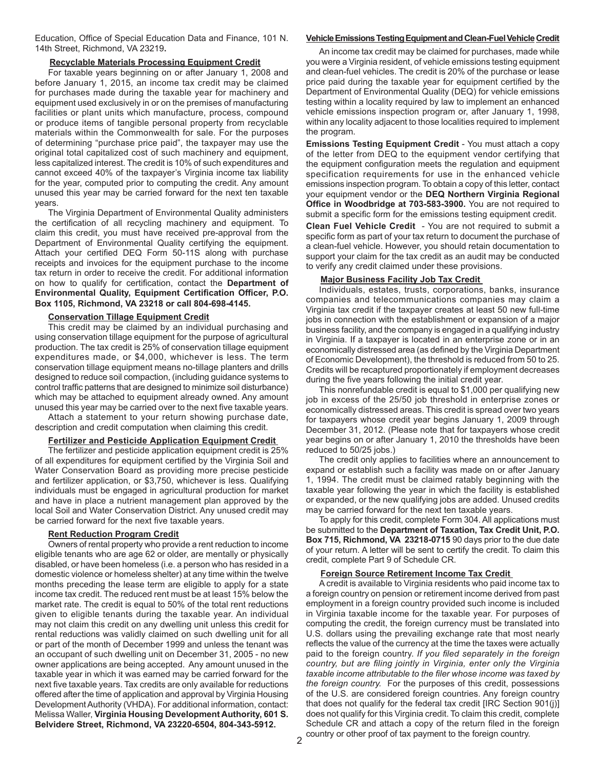Education, Office of Special Education Data and Finance, 101 N. 14th Street, Richmond, VA 23219**.**

### Recyclable Materials Processing Equipment Credit

For taxable years beginning on or after January 1, 2008 and before January 1, 2015, an income tax credit may be claimed for purchases made during the taxable year for machinery and equipment used exclusively in or on the premises of manufacturing facilities or plant units which manufacture, process, compound or produce items of tangible personal property from recyclable materials within the Commonwealth for sale. For the purposes of determining "purchase price paid", the taxpayer may use the original total capitalized cost of such machinery and equipment, less capitalized interest. The credit is 10% of such expenditures and cannot exceed 40% of the taxpayer's Virginia income tax liability for the year, computed prior to computing the credit. Any amount unused this year may be carried forward for the next ten taxable years.

The Virginia Department of Environmental Quality administers the certification of all recycling machinery and equipment. To claim this credit, you must have received pre-approval from the Department of Environmental Quality certifying the equipment. Attach your certified DEQ Form 50-11S along with purchase receipts and invoices for the equipment purchase to the income tax return in order to receive the credit. For additional information on how to qualify for certification, contact the **Department of Environmental Quality, Equipment Certification Officer, P.O. Box 1105, Richmond, VA 23218 or call 804-698-4145.**

### Conservation Tillage Equipment Credit

This credit may be claimed by an individual purchasing and using conservation tillage equipment for the purpose of agricultural production. The tax credit is 25% of conservation tillage equipment expenditures made, or $4,000, whichever is less. The term conservation tillage equipment means no-tillage planters and drills designed to reduce soil compaction, (including guidance systems to control traffic patterns that are designed to minimize soil disturbance) which may be attached to equipment already owned. Any amount unused this year may be carried over to the next five taxable years.

Attach a statement to your return showing purchase date, description and credit computation when claiming this credit.

### Fertilizer and Pesticide Application Equipment Credit

The fertilizer and pesticide application equipment credit is 25% of all expenditures for equipment certified by the Virginia Soil and Water Conservation Board as providing more precise pesticide and fertilizer application, or $3,750, whichever is less. Qualifying individuals must be engaged in agricultural production for market and have in place a nutrient management plan approved by the local Soil and Water Conservation District. Any unused credit may be carried forward for the next five taxable years.

### Rent Reduction Program Credit

Owners of rental property who provide a rent reduction to income eligible tenants who are age 62 or older, are mentally or physically disabled, or have been homeless (i.e. a person who has resided in a domestic violence or homeless shelter) at any time within the twelve months preceding the lease term are eligible to apply for a state income tax credit. The reduced rent must be at least 15% below the market rate. The credit is equal to 50% of the total rent reductions given to eligible tenants during the taxable year. An individual may not claim this credit on any dwelling unit unless this credit for rental reductions was validly claimed on such dwelling unit for all or part of the month of December 1999 and unless the tenant was an occupant of such dwelling unit on December 31, 2005 - no new owner applications are being accepted. Any amount unused in the taxable year in which it was earned may be carried forward for the next five taxable years. Tax credits are only available for reductions offered after the time of application and approval by Virginia Housing Development Authority (VHDA). For additional information, contact: Melissa Waller, **Virginia Housing Development Authority, 601 S. Belvidere Street, Richmond, VA 23220-6504, 804-343-5912.**

### Vehicle Emissions Testing Equipment and Clean-Fuel Vehicle Credit

An income tax credit may be claimed for purchases, made while you were a Virginia resident, of vehicle emissions testing equipment and clean-fuel vehicles. The credit is 20% of the purchase or lease price paid during the taxable year for equipment certified by the Department of Environmental Quality (DEQ) for vehicle emissions testing within a locality required by law to implement an enhanced vehicle emissions inspection program or, after January 1, 1998, within any locality adjacent to those localities required to implement the program.

**Emissions Testing Equipment Credit** - You must attach a copy of the letter from DEQ to the equipment vendor certifying that the equipment configuration meets the regulation and equipment specification requirements for use in the enhanced vehicle emissions inspection program. To obtain a copy of this letter, contact your equipment vendor or the **DEQ Northern Virginia Regional Office in Woodbridge at 703-583-3900.** You are not required to submit a specific form for the emissions testing equipment credit.

**Clean Fuel Vehicle Credit** - You are not required to submit a specific form as part of your tax return to document the purchase of a clean-fuel vehicle. However, you should retain documentation to support your claim for the tax credit as an audit may be conducted to verify any credit claimed under these provisions.

### Major Business Facility Job Tax Credit

Individuals, estates, trusts, corporations, banks, insurance companies and telecommunications companies may claim a Virginia tax credit if the taxpayer creates at least 50 new full-time jobs in connection with the establishment or expansion of a major business facility, and the company is engaged in a qualifying industry in Virginia. If a taxpayer is located in an enterprise zone or in an economically distressed area (as defined by the Virginia Department of Economic Development), the threshold is reduced from 50 to 25. Credits will be recaptured proportionately if employment decreases during the five years following the initial credit year.

This nonrefundable credit is equal to $1,000 per qualifying new job in excess of the 25/50 job threshold in enterprise zones or economically distressed areas. This credit is spread over two years for taxpayers whose credit year begins January 1, 2009 through December 31, 2012. (Please note that for taxpayers whose credit year begins on or after January 1, 2010 the thresholds have been reduced to 50/25 jobs.)

The credit only applies to facilities where an announcement to expand or establish such a facility was made on or after January 1, 1994. The credit must be claimed ratably beginning with the taxable year following the year in which the facility is established or expanded, or the new qualifying jobs are added. Unused credits may be carried forward for the next ten taxable years.

To apply for this credit, complete Form 304. All applications must be submitted to the **Department of Taxation, Tax Credit Unit, P.O. Box 715, Richmond, VA 23218-0715** 90 days prior to the due date of your return. A letter will be sent to certify the credit. To claim this credit, complete Part 9 of Schedule CR.

### Foreign Source Retirement Income Tax Credit

A credit is available to Virginia residents who paid income tax to a foreign country on pension or retirement income derived from past employment in a foreign country provided such income is included in Virginia taxable income for the taxable year. For purposes of computing the credit, the foreign currency must be translated into U.S. dollars using the prevailing exchange rate that most nearly reflects the value of the currency at the time the taxes were actually paid to the foreign country. *If you filed separately in the foreign country, but are filing jointly in Virginia, enter only the Virginia taxable income attributable to the filer whose income was taxed by the foreign country.* For the purposes of this credit, possessions of the U.S. are considered foreign countries. Any foreign country that does not qualify for the federal tax credit [IRC Section 901(j)] does not qualify for this Virginia credit. To claim this credit, complete Schedule CR and attach a copy of the return filed in the foreign country or other proof of tax payment to the foreign country.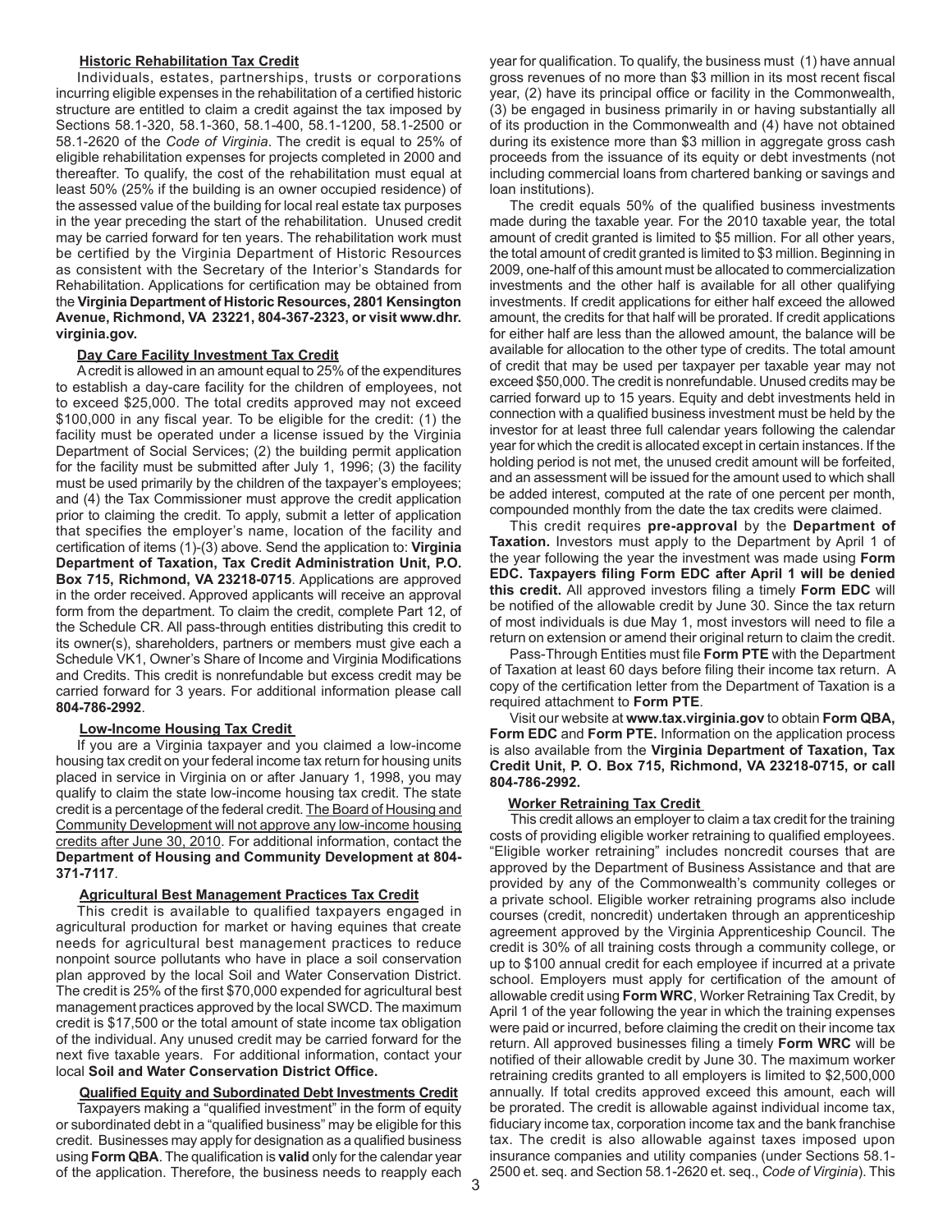### Historic Rehabilitation Tax Credit

Individuals, estates, partnerships, trusts or corporations incurring eligible expenses in the rehabilitation of a certified historic structure are entitled to claim a credit against the tax imposed by Sections 58.1-320, 58.1-360, 58.1-400, 58.1-1200, 58.1-2500 or 58.1-2620 of the *Code of Virginia*. The credit is equal to 25% of eligible rehabilitation expenses for projects completed in 2000 and thereafter. To qualify, the cost of the rehabilitation must equal at least 50% (25% if the building is an owner occupied residence) of the assessed value of the building for local real estate tax purposes in the year preceding the start of the rehabilitation. Unused credit may be carried forward for ten years. The rehabilitation work must be certified by the Virginia Department of Historic Resources as consistent with the Secretary of the Interior's Standards for Rehabilitation. Applications for certification may be obtained from the **Virginia Department of Historic Resources, 2801 Kensington Avenue, Richmond, VA 23221, 804-367-2323, or visit www.dhr.virginia.gov.**

### Day Care Facility Investment Tax Credit

A credit is allowed in an amount equal to 25% of the expenditures to establish a day-care facility for the children of employees, not to exceed $25,000. The total credits approved may not exceed $100,000 in any fiscal year. To be eligible for the credit: (1) the facility must be operated under a license issued by the Virginia Department of Social Services; (2) the building permit application for the facility must be submitted after July 1, 1996; (3) the facility must be used primarily by the children of the taxpayer's employees; and (4) the Tax Commissioner must approve the credit application prior to claiming the credit. To apply, submit a letter of application that specifies the employer's name, location of the facility and certification of items (1)-(3) above. Send the application to: **Virginia Department of Taxation, Tax Credit Administration Unit, P.O. Box 715, Richmond, VA 23218-0715**. Applications are approved in the order received. Approved applicants will receive an approval form from the department. To claim the credit, complete Part 12, of the Schedule CR. All pass-through entities distributing this credit to its owner(s), shareholders, partners or members must give each a Schedule VK1, Owner's Share of Income and Virginia Modifications and Credits. This credit is nonrefundable but excess credit may be carried forward for 3 years. For additional information please call **804-786-2992**.

### Low-Income Housing Tax Credit

If you are a Virginia taxpayer and you claimed a low-income housing tax credit on your federal income tax return for housing units placed in service in Virginia on or after January 1, 1998, you may qualify to claim the state low-income housing tax credit. The state credit is a percentage of the federal credit. The Board of Housing and Community Development will not approve any low-income housing credits after June 30, 2010. For additional information, contact the **Department of Housing and Community Development at 804-371-7117**.

### Agricultural Best Management Practices Tax Credit

This credit is available to qualified taxpayers engaged in agricultural production for market or having equines that create needs for agricultural best management practices to reduce nonpoint source pollutants who have in place a soil conservation plan approved by the local Soil and Water Conservation District. The credit is 25% of the first $70,000 expended for agricultural best management practices approved by the local SWCD. The maximum credit is $17,500 or the total amount of state income tax obligation of the individual. Any unused credit may be carried forward for the next five taxable years. For additional information, contact your local **Soil and Water Conservation District Office.**

### Qualified Equity and Subordinated Debt Investments Credit

Taxpayers making a "qualified investment" in the form of equity or subordinated debt in a "qualified business" may be eligible for this credit. Businesses may apply for designation as a qualified business using **Form QBA**. The qualification is **valid** only for the calendar year of the application. Therefore, the business needs to reapply each year for qualification. To qualify, the business must (1) have annual gross revenues of no more than $3 million in its most recent fiscal year, (2) have its principal office or facility in the Commonwealth, (3) be engaged in business primarily in or having substantially all of its production in the Commonwealth and (4) have not obtained during its existence more than $3 million in aggregate gross cash proceeds from the issuance of its equity or debt investments (not including commercial loans from chartered banking or savings and loan institutions).

The credit equals 50% of the qualified business investments made during the taxable year. For the 2010 taxable year, the total amount of credit granted is limited to $5 million. For all other years, the total amount of credit granted is limited to $3 million. Beginning in 2009, one-half of this amount must be allocated to commercialization investments and the other half is available for all other qualifying investments. If credit applications for either half exceed the allowed amount, the credits for that half will be prorated. If credit applications for either half are less than the allowed amount, the balance will be available for allocation to the other type of credits. The total amount of credit that may be used per taxpayer per taxable year may not exceed $50,000. The credit is nonrefundable. Unused credits may be carried forward up to 15 years. Equity and debt investments held in connection with a qualified business investment must be held by the investor for at least three full calendar years following the calendar year for which the credit is allocated except in certain instances. If the holding period is not met, the unused credit amount will be forfeited, and an assessment will be issued for the amount used to which shall be added interest, computed at the rate of one percent per month, compounded monthly from the date the tax credits were claimed.

This credit requires **pre-approval** by the **Department of Taxation.** Investors must apply to the Department by April 1 of the year following the year the investment was made using **Form EDC. Taxpayers filing Form EDC after April 1 will be denied this credit.** All approved investors filing a timely **Form EDC** will be notified of the allowable credit by June 30. Since the tax return of most individuals is due May 1, most investors will need to file a return on extension or amend their original return to claim the credit.

Pass-Through Entities must file **Form PTE** with the Department of Taxation at least 60 days before filing their income tax return. A copy of the certification letter from the Department of Taxation is a required attachment to **Form PTE**.

Visit our website at **www.tax.virginia.gov** to obtain **Form QBA, Form EDC** and **Form PTE.** Information on the application process is also available from the **Virginia Department of Taxation, Tax Credit Unit, P. O. Box 715, Richmond, VA 23218-0715, or call 804-786-2992.**

### Worker Retraining Tax Credit

This credit allows an employer to claim a tax credit for the training costs of providing eligible worker retraining to qualified employees. "Eligible worker retraining" includes noncredit courses that are approved by the Department of Business Assistance and that are provided by any of the Commonwealth's community colleges or a private school. Eligible worker retraining programs also include courses (credit, noncredit) undertaken through an apprenticeship agreement approved by the Virginia Apprenticeship Council. The credit is 30% of all training costs through a community college, or up to $100 annual credit for each employee if incurred at a private school. Employers must apply for certification of the amount of allowable credit using **Form WRC**, Worker Retraining Tax Credit, by April 1 of the year following the year in which the training expenses were paid or incurred, before claiming the credit on their income tax return. All approved businesses filing a timely **Form WRC** will be notified of their allowable credit by June 30. The maximum worker retraining credits granted to all employers is limited to $2,500,000 annually. If total credits approved exceed this amount, each will be prorated. The credit is allowable against individual income tax, fiduciary income tax, corporation income tax and the bank franchise tax. The credit is also allowable against taxes imposed upon insurance companies and utility companies (under Sections 58.1-2500 et. seq. and Section 58.1-2620 et. seq., *Code of Virginia*). This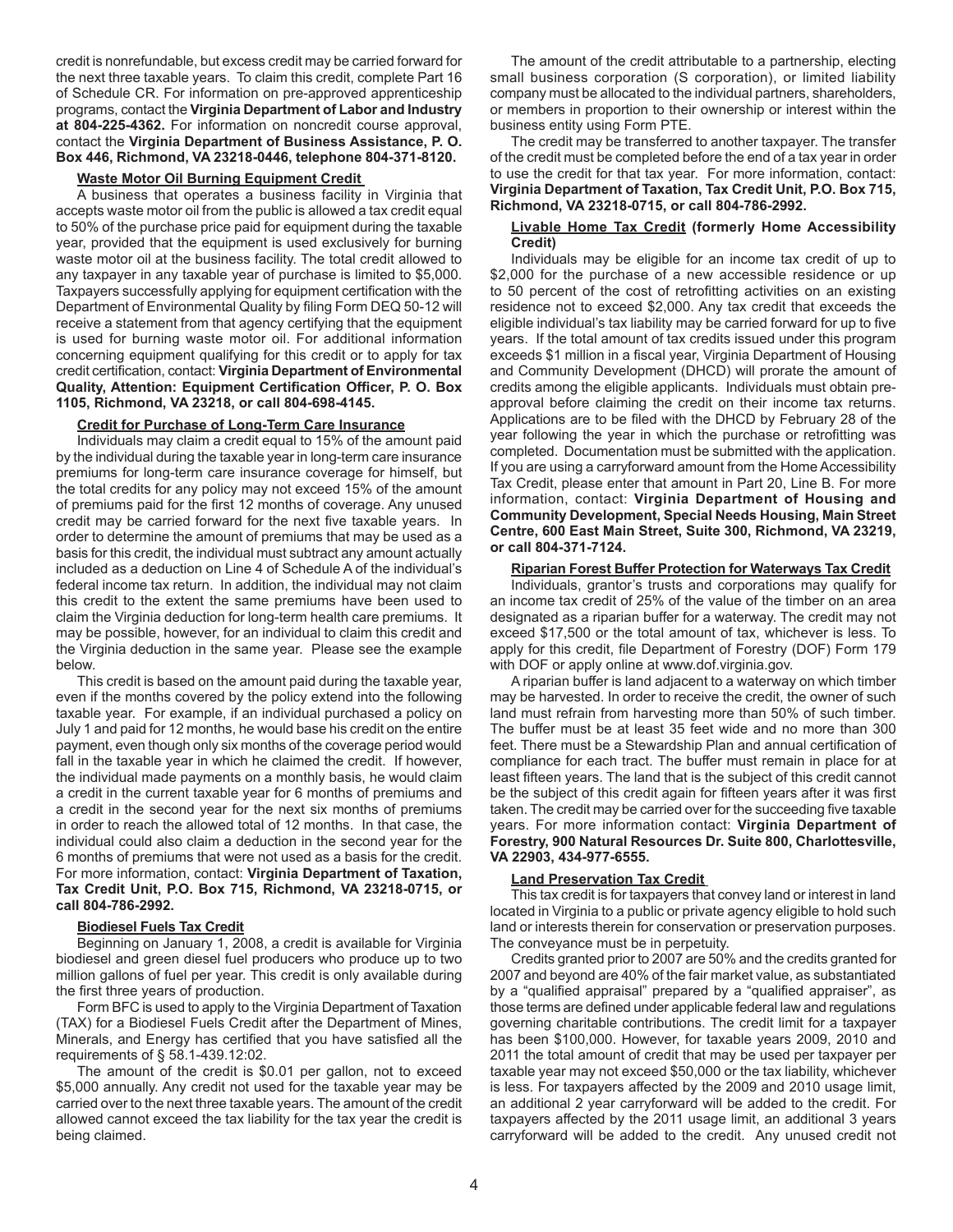credit is nonrefundable, but excess credit may be carried forward for the next three taxable years. To claim this credit, complete Part 16 of Schedule CR. For information on pre-approved apprenticeship programs, contact the **Virginia Department of Labor and Industry at 804-225-4362.** For information on noncredit course approval, contact the **Virginia Department of Business Assistance, P. O. Box 446, Richmond, VA 23218-0446, telephone 804-371-8120.**

**Waste Motor Oil Burning Equipment Credit**

A business that operates a business facility in Virginia that accepts waste motor oil from the public is allowed a tax credit equal to 50% of the purchase price paid for equipment during the taxable year, provided that the equipment is used exclusively for burning waste motor oil at the business facility. The total credit allowed to any taxpayer in any taxable year of purchase is limited to $5,000. Taxpayers successfully applying for equipment certification with the Department of Environmental Quality by filing Form DEQ 50-12 will receive a statement from that agency certifying that the equipment is used for burning waste motor oil. For additional information concerning equipment qualifying for this credit or to apply for tax credit certification, contact: **Virginia Department of Environmental Quality, Attention: Equipment Certification Officer, P. O. Box 1105, Richmond, VA 23218, or call 804-698-4145.**

**Credit for Purchase of Long-Term Care Insurance**

Individuals may claim a credit equal to 15% of the amount paid by the individual during the taxable year in long-term care insurance premiums for long-term care insurance coverage for himself, but the total credits for any policy may not exceed 15% of the amount of premiums paid for the first 12 months of coverage. Any unused credit may be carried forward for the next five taxable years. In order to determine the amount of premiums that may be used as a basis for this credit, the individual must subtract any amount actually included as a deduction on Line 4 of Schedule A of the individual's federal income tax return. In addition, the individual may not claim this credit to the extent the same premiums have been used to claim the Virginia deduction for long-term health care premiums. It may be possible, however, for an individual to claim this credit and the Virginia deduction in the same year. Please see the example below.

This credit is based on the amount paid during the taxable year, even if the months covered by the policy extend into the following taxable year. For example, if an individual purchased a policy on July 1 and paid for 12 months, he would base his credit on the entire payment, even though only six months of the coverage period would fall in the taxable year in which he claimed the credit. If however, the individual made payments on a monthly basis, he would claim a credit in the current taxable year for 6 months of premiums and a credit in the second year for the next six months of premiums in order to reach the allowed total of 12 months. In that case, the individual could also claim a deduction in the second year for the 6 months of premiums that were not used as a basis for the credit. For more information, contact: **Virginia Department of Taxation, Tax Credit Unit, P.O. Box 715, Richmond, VA 23218-0715, or call 804-786-2992.**

**Biodiesel Fuels Tax Credit**

Beginning on January 1, 2008, a credit is available for Virginia biodiesel and green diesel fuel producers who produce up to two million gallons of fuel per year. This credit is only available during the first three years of production.

Form BFC is used to apply to the Virginia Department of Taxation (TAX) for a Biodiesel Fuels Credit after the Department of Mines, Minerals, and Energy has certified that you have satisfied all the requirements of § 58.1-439.12:02.

The amount of the credit is $0.01 per gallon, not to exceed $5,000 annually. Any credit not used for the taxable year may be carried over to the next three taxable years. The amount of the credit allowed cannot exceed the tax liability for the tax year the credit is being claimed.

The amount of the credit attributable to a partnership, electing small business corporation (S corporation), or limited liability company must be allocated to the individual partners, shareholders, or members in proportion to their ownership or interest within the business entity using Form PTE.

The credit may be transferred to another taxpayer. The transfer of the credit must be completed before the end of a tax year in order to use the credit for that tax year. For more information, contact: **Virginia Department of Taxation, Tax Credit Unit, P.O. Box 715, Richmond, VA 23218-0715, or call 804-786-2992.**

**Livable Home Tax Credit (formerly Home Accessibility Credit)**

Individuals may be eligible for an income tax credit of up to $2,000 for the purchase of a new accessible residence or up to 50 percent of the cost of retrofitting activities on an existing residence not to exceed $2,000. Any tax credit that exceeds the eligible individual's tax liability may be carried forward for up to five years. If the total amount of tax credits issued under this program exceeds $1 million in a fiscal year, Virginia Department of Housing and Community Development (DHCD) will prorate the amount of credits among the eligible applicants. Individuals must obtain pre-approval before claiming the credit on their income tax returns. Applications are to be filed with the DHCD by February 28 of the year following the year in which the purchase or retrofitting was completed. Documentation must be submitted with the application. If you are using a carryforward amount from the Home Accessibility Tax Credit, please enter that amount in Part 20, Line B. For more information, contact: **Virginia Department of Housing and Community Development, Special Needs Housing, Main Street Centre, 600 East Main Street, Suite 300, Richmond, VA 23219, or call 804-371-7124.**

**Riparian Forest Buffer Protection for Waterways Tax Credit**

Individuals, grantor's trusts and corporations may qualify for an income tax credit of 25% of the value of the timber on an area designated as a riparian buffer for a waterway. The credit may not exceed $17,500 or the total amount of tax, whichever is less. To apply for this credit, file Department of Forestry (DOF) Form 179 with DOF or apply online at www.dof.virginia.gov.

A riparian buffer is land adjacent to a waterway on which timber may be harvested. In order to receive the credit, the owner of such land must refrain from harvesting more than 50% of such timber. The buffer must be at least 35 feet wide and no more than 300 feet. There must be a Stewardship Plan and annual certification of compliance for each tract. The buffer must remain in place for at least fifteen years. The land that is the subject of this credit cannot be the subject of this credit again for fifteen years after it was first taken. The credit may be carried over for the succeeding five taxable years. For more information contact: **Virginia Department of Forestry, 900 Natural Resources Dr. Suite 800, Charlottesville, VA 22903, 434-977-6555.**

**Land Preservation Tax Credit**

This tax credit is for taxpayers that convey land or interest in land located in Virginia to a public or private agency eligible to hold such land or interests therein for conservation or preservation purposes. The conveyance must be in perpetuity.

Credits granted prior to 2007 are 50% and the credits granted for 2007 and beyond are 40% of the fair market value, as substantiated by a "qualified appraisal" prepared by a "qualified appraiser", as those terms are defined under applicable federal law and regulations governing charitable contributions. The credit limit for a taxpayer has been $100,000. However, for taxable years 2009, 2010 and 2011 the total amount of credit that may be used per taxpayer per taxable year may not exceed $50,000 or the tax liability, whichever is less. For taxpayers affected by the 2009 and 2010 usage limit, an additional 2 year carryforward will be added to the credit. For taxpayers affected by the 2011 usage limit, an additional 3 years carryforward will be added to the credit. Any unused credit not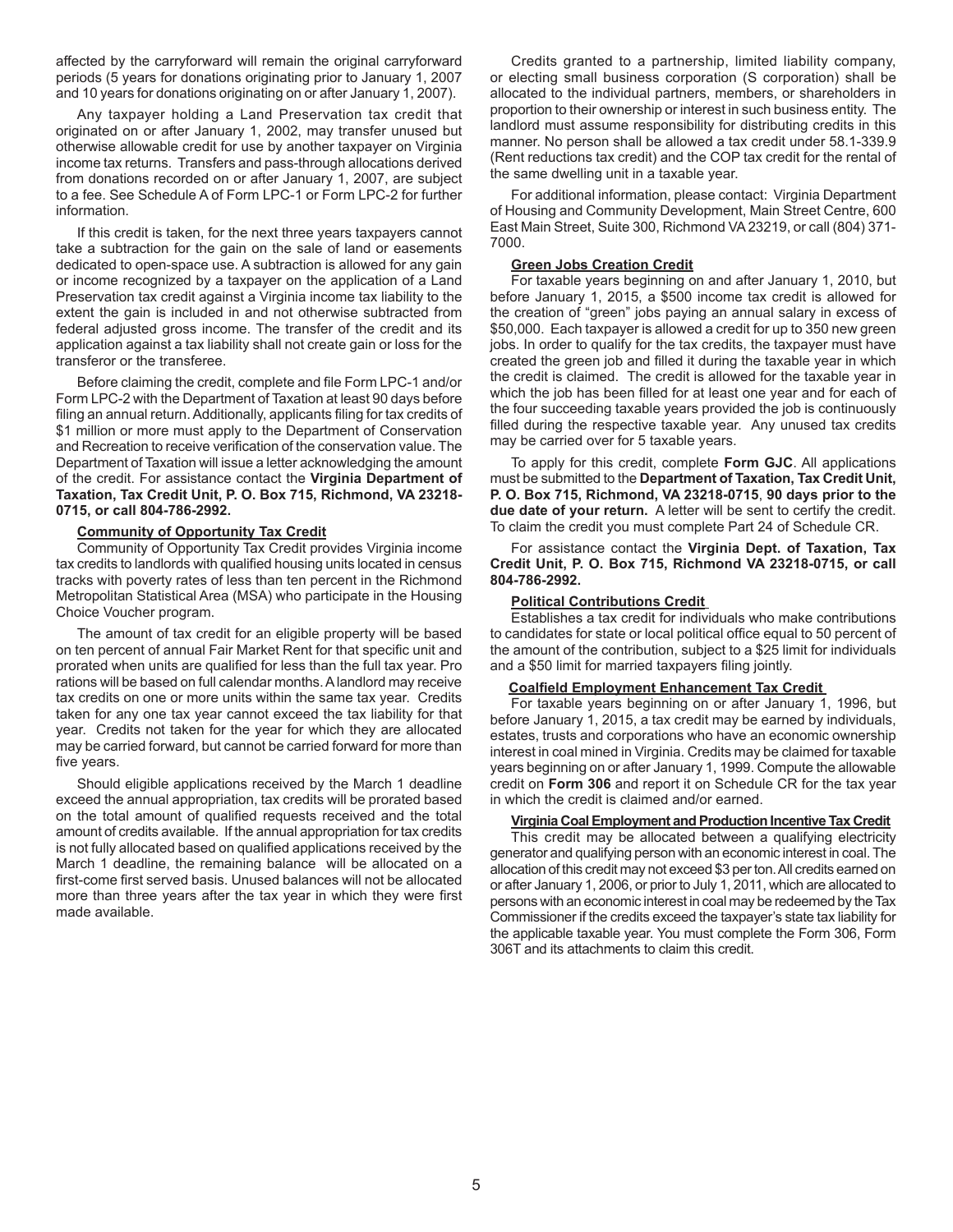affected by the carryforward will remain the original carryforward periods (5 years for donations originating prior to January 1, 2007 and 10 years for donations originating on or after January 1, 2007).

Any taxpayer holding a Land Preservation tax credit that originated on or after January 1, 2002, may transfer unused but otherwise allowable credit for use by another taxpayer on Virginia income tax returns. Transfers and pass-through allocations derived from donations recorded on or after January 1, 2007, are subject to a fee. See Schedule A of Form LPC-1 or Form LPC-2 for further information.

If this credit is taken, for the next three years taxpayers cannot take a subtraction for the gain on the sale of land or easements dedicated to open-space use. A subtraction is allowed for any gain or income recognized by a taxpayer on the application of a Land Preservation tax credit against a Virginia income tax liability to the extent the gain is included in and not otherwise subtracted from federal adjusted gross income. The transfer of the credit and its application against a tax liability shall not create gain or loss for the transferor or the transferee.

Before claiming the credit, complete and file Form LPC-1 and/or Form LPC-2 with the Department of Taxation at least 90 days before filing an annual return. Additionally, applicants filing for tax credits of $1 million or more must apply to the Department of Conservation and Recreation to receive verification of the conservation value. The Department of Taxation will issue a letter acknowledging the amount of the credit. For assistance contact the **Virginia Department of Taxation, Tax Credit Unit, P. O. Box 715, Richmond, VA 23218-0715, or call 804-786-2992.**

**Community of Opportunity Tax Credit**

Community of Opportunity Tax Credit provides Virginia income tax credits to landlords with qualified housing units located in census tracks with poverty rates of less than ten percent in the Richmond Metropolitan Statistical Area (MSA) who participate in the Housing Choice Voucher program.

The amount of tax credit for an eligible property will be based on ten percent of annual Fair Market Rent for that specific unit and prorated when units are qualified for less than the full tax year. Pro rations will be based on full calendar months. A landlord may receive tax credits on one or more units within the same tax year. Credits taken for any one tax year cannot exceed the tax liability for that year. Credits not taken for the year for which they are allocated may be carried forward, but cannot be carried forward for more than five years.

Should eligible applications received by the March 1 deadline exceed the annual appropriation, tax credits will be prorated based on the total amount of qualified requests received and the total amount of credits available. If the annual appropriation for tax credits is not fully allocated based on qualified applications received by the March 1 deadline, the remaining balance will be allocated on a first-come first served basis. Unused balances will not be allocated more than three years after the tax year in which they were first made available.

Credits granted to a partnership, limited liability company, or electing small business corporation (S corporation) shall be allocated to the individual partners, members, or shareholders in proportion to their ownership or interest in such business entity. The landlord must assume responsibility for distributing credits in this manner. No person shall be allowed a tax credit under 58.1-339.9 (Rent reductions tax credit) and the COP tax credit for the rental of the same dwelling unit in a taxable year.

For additional information, please contact: Virginia Department of Housing and Community Development, Main Street Centre, 600 East Main Street, Suite 300, Richmond VA 23219, or call (804) 371-7000.

**Green Jobs Creation Credit**

For taxable years beginning on and after January 1, 2010, but before January 1, 2015, a $500 income tax credit is allowed for the creation of "green" jobs paying an annual salary in excess of $50,000. Each taxpayer is allowed a credit for up to 350 new green jobs. In order to qualify for the tax credits, the taxpayer must have created the green job and filled it during the taxable year in which the credit is claimed. The credit is allowed for the taxable year in which the job has been filled for at least one year and for each of the four succeeding taxable years provided the job is continuously filled during the respective taxable year. Any unused tax credits may be carried over for 5 taxable years.

To apply for this credit, complete **Form GJC**. All applications must be submitted to the **Department of Taxation, Tax Credit Unit, P. O. Box 715, Richmond, VA 23218-0715**, **90 days prior to the due date of your return.** A letter will be sent to certify the credit. To claim the credit you must complete Part 24 of Schedule CR.

For assistance contact the **Virginia Dept. of Taxation, Tax Credit Unit, P. O. Box 715, Richmond VA 23218-0715, or call 804-786-2992.**

**Political Contributions Credit**

Establishes a tax credit for individuals who make contributions to candidates for state or local political office equal to 50 percent of the amount of the contribution, subject to a $25 limit for individuals and a $50 limit for married taxpayers filing jointly.

**Coalfield Employment Enhancement Tax Credit**

For taxable years beginning on or after January 1, 1996, but before January 1, 2015, a tax credit may be earned by individuals, estates, trusts and corporations who have an economic ownership interest in coal mined in Virginia. Credits may be claimed for taxable years beginning on or after January 1, 1999. Compute the allowable credit on **Form 306** and report it on Schedule CR for the tax year in which the credit is claimed and/or earned.

**Virginia Coal Employment and Production Incentive Tax Credit**

This credit may be allocated between a qualifying electricity generator and qualifying person with an economic interest in coal. The allocation of this credit may not exceed $3 per ton. All credits earned on or after January 1, 2006, or prior to July 1, 2011, which are allocated to persons with an economic interest in coal may be redeemed by the Tax Commissioner if the credits exceed the taxpayer's state tax liability for the applicable taxable year. You must complete the Form 306, Form 306T and its attachments to claim this credit.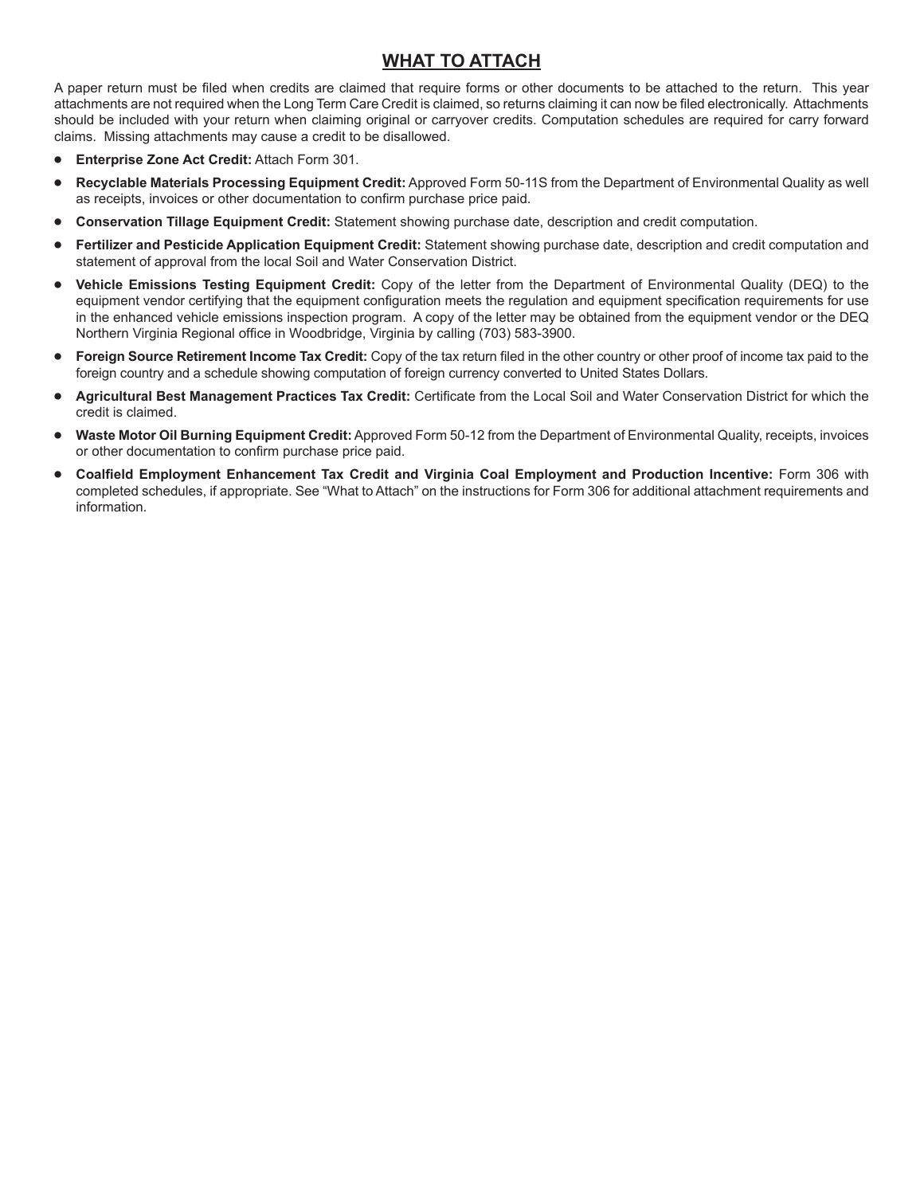## WHAT TO ATTACH

A paper return must be filed when credits are claimed that require forms or other documents to be attached to the return. This year attachments are not required when the Long Term Care Credit is claimed, so returns claiming it can now be filed electronically. Attachments should be included with your return when claiming original or carryover credits. Computation schedules are required for carry forward claims. Missing attachments may cause a credit to be disallowed.

- **Enterprise Zone Act Credit:** Attach Form 301.
- **Recyclable Materials Processing Equipment Credit:** Approved Form 50-11S from the Department of Environmental Quality as well as receipts, invoices or other documentation to confirm purchase price paid.
- **Conservation Tillage Equipment Credit:** Statement showing purchase date, description and credit computation.
- **Fertilizer and Pesticide Application Equipment Credit:** Statement showing purchase date, description and credit computation and statement of approval from the local Soil and Water Conservation District.
- **Vehicle Emissions Testing Equipment Credit:** Copy of the letter from the Department of Environmental Quality (DEQ) to the equipment vendor certifying that the equipment configuration meets the regulation and equipment specification requirements for use in the enhanced vehicle emissions inspection program. A copy of the letter may be obtained from the equipment vendor or the DEQ Northern Virginia Regional office in Woodbridge, Virginia by calling (703) 583-3900.
- **Foreign Source Retirement Income Tax Credit:** Copy of the tax return filed in the other country or other proof of income tax paid to the foreign country and a schedule showing computation of foreign currency converted to United States Dollars.
- **Agricultural Best Management Practices Tax Credit:** Certificate from the Local Soil and Water Conservation District for which the credit is claimed.
- **Waste Motor Oil Burning Equipment Credit:** Approved Form 50-12 from the Department of Environmental Quality, receipts, invoices or other documentation to confirm purchase price paid.
- **Coalfield Employment Enhancement Tax Credit and Virginia Coal Employment and Production Incentive:** Form 306 with completed schedules, if appropriate. See "What to Attach" on the instructions for Form 306 for additional attachment requirements and information.